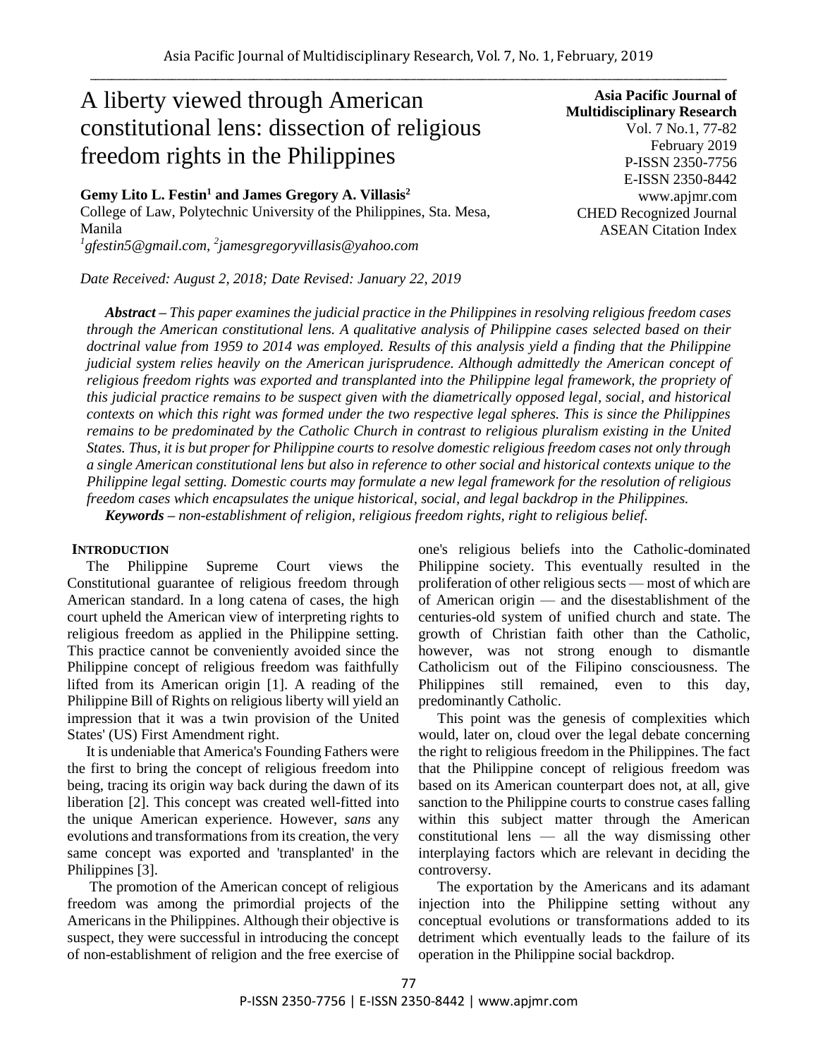# A liberty viewed through American constitutional lens: dissection of religious freedom rights in the Philippines

**Asia Pacific Journal of Multidisciplinary Research**
Vol. 7 No.1, 77-82
February 2019
P-ISSN 2350-7756
E-ISSN 2350-8442
www.apjmr.com
CHED Recognized Journal
ASEAN Citation Index

**Gemy Lito L. Festin[1] and James Gregory A. Villasis[2]**

College of Law, Polytechnic University of the Philippines, Sta. Mesa, Manila

[1]gfestin5@gmail.com, [2]jamesgregoryvillasis@yahoo.com

*Date Received: August 2, 2018; Date Revised: January 22, 2019*

***Abstract*** *– This paper examines the judicial practice in the Philippines in resolving religious freedom cases through the American constitutional lens. A qualitative analysis of Philippine cases selected based on their doctrinal value from 1959 to 2014 was employed. Results of this analysis yield a finding that the Philippine judicial system relies heavily on the American jurisprudence. Although admittedly the American concept of religious freedom rights was exported and transplanted into the Philippine legal framework, the propriety of this judicial practice remains to be suspect given with the diametrically opposed legal, social, and historical contexts on which this right was formed under the two respective legal spheres. This is since the Philippines remains to be predominated by the Catholic Church in contrast to religious pluralism existing in the United States. Thus, it is but proper for Philippine courts to resolve domestic religious freedom cases not only through a single American constitutional lens but also in reference to other social and historical contexts unique to the Philippine legal setting. Domestic courts may formulate a new legal framework for the resolution of religious freedom cases which encapsulates the unique historical, social, and legal backdrop in the Philippines.*

***Keywords*** *– non-establishment of religion, religious freedom rights, right to religious belief.*

## INTRODUCTION

The Philippine Supreme Court views the Constitutional guarantee of religious freedom through American standard. In a long catena of cases, the high court upheld the American view of interpreting rights to religious freedom as applied in the Philippine setting. This practice cannot be conveniently avoided since the Philippine concept of religious freedom was faithfully lifted from its American origin [1]. A reading of the Philippine Bill of Rights on religious liberty will yield an impression that it was a twin provision of the United States' (US) First Amendment right.

It is undeniable that America's Founding Fathers were the first to bring the concept of religious freedom into being, tracing its origin way back during the dawn of its liberation [2]. This concept was created well-fitted into the unique American experience. However, *sans* any evolutions and transformations from its creation, the very same concept was exported and 'transplanted' in the Philippines [3].

The promotion of the American concept of religious freedom was among the primordial projects of the Americans in the Philippines. Although their objective is suspect, they were successful in introducing the concept of non-establishment of religion and the free exercise of one's religious beliefs into the Catholic-dominated Philippine society. This eventually resulted in the proliferation of other religious sects — most of which are of American origin — and the disestablishment of the centuries-old system of unified church and state. The growth of Christian faith other than the Catholic, however, was not strong enough to dismantle Catholicism out of the Filipino consciousness. The Philippines still remained, even to this day, predominantly Catholic.

This point was the genesis of complexities which would, later on, cloud over the legal debate concerning the right to religious freedom in the Philippines. The fact that the Philippine concept of religious freedom was based on its American counterpart does not, at all, give sanction to the Philippine courts to construe cases falling within this subject matter through the American constitutional lens — all the way dismissing other interplaying factors which are relevant in deciding the controversy.

The exportation by the Americans and its adamant injection into the Philippine setting without any conceptual evolutions or transformations added to its detriment which eventually leads to the failure of its operation in the Philippine social backdrop.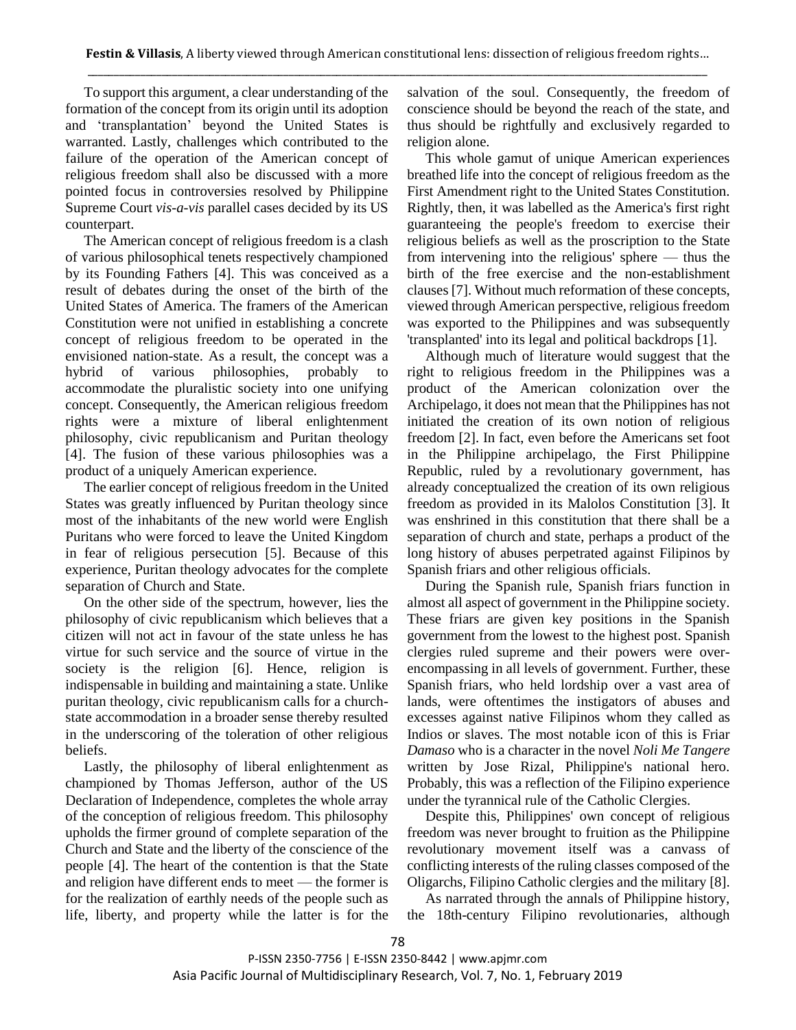To support this argument, a clear understanding of the formation of the concept from its origin until its adoption and 'transplantation' beyond the United States is warranted. Lastly, challenges which contributed to the failure of the operation of the American concept of religious freedom shall also be discussed with a more pointed focus in controversies resolved by Philippine Supreme Court *vis-a-vis* parallel cases decided by its US counterpart.

The American concept of religious freedom is a clash of various philosophical tenets respectively championed by its Founding Fathers [4]. This was conceived as a result of debates during the onset of the birth of the United States of America. The framers of the American Constitution were not unified in establishing a concrete concept of religious freedom to be operated in the envisioned nation-state. As a result, the concept was a hybrid of various philosophies, probably to accommodate the pluralistic society into one unifying concept. Consequently, the American religious freedom rights were a mixture of liberal enlightenment philosophy, civic republicanism and Puritan theology [4]. The fusion of these various philosophies was a product of a uniquely American experience.

The earlier concept of religious freedom in the United States was greatly influenced by Puritan theology since most of the inhabitants of the new world were English Puritans who were forced to leave the United Kingdom in fear of religious persecution [5]. Because of this experience, Puritan theology advocates for the complete separation of Church and State.

On the other side of the spectrum, however, lies the philosophy of civic republicanism which believes that a citizen will not act in favour of the state unless he has virtue for such service and the source of virtue in the society is the religion [6]. Hence, religion is indispensable in building and maintaining a state. Unlike puritan theology, civic republicanism calls for a church-state accommodation in a broader sense thereby resulted in the underscoring of the toleration of other religious beliefs.

Lastly, the philosophy of liberal enlightenment as championed by Thomas Jefferson, author of the US Declaration of Independence, completes the whole array of the conception of religious freedom. This philosophy upholds the firmer ground of complete separation of the Church and State and the liberty of the conscience of the people [4]. The heart of the contention is that the State and religion have different ends to meet — the former is for the realization of earthly needs of the people such as life, liberty, and property while the latter is for the salvation of the soul. Consequently, the freedom of conscience should be beyond the reach of the state, and thus should be rightfully and exclusively regarded to religion alone.

This whole gamut of unique American experiences breathed life into the concept of religious freedom as the First Amendment right to the United States Constitution. Rightly, then, it was labelled as the America's first right guaranteeing the people's freedom to exercise their religious beliefs as well as the proscription to the State from intervening into the religious' sphere — thus the birth of the free exercise and the non-establishment clauses [7]. Without much reformation of these concepts, viewed through American perspective, religious freedom was exported to the Philippines and was subsequently 'transplanted' into its legal and political backdrops [1].

Although much of literature would suggest that the right to religious freedom in the Philippines was a product of the American colonization over the Archipelago, it does not mean that the Philippines has not initiated the creation of its own notion of religious freedom [2]. In fact, even before the Americans set foot in the Philippine archipelago, the First Philippine Republic, ruled by a revolutionary government, has already conceptualized the creation of its own religious freedom as provided in its Malolos Constitution [3]. It was enshrined in this constitution that there shall be a separation of church and state, perhaps a product of the long history of abuses perpetrated against Filipinos by Spanish friars and other religious officials.

During the Spanish rule, Spanish friars function in almost all aspect of government in the Philippine society. These friars are given key positions in the Spanish government from the lowest to the highest post. Spanish clergies ruled supreme and their powers were over-encompassing in all levels of government. Further, these Spanish friars, who held lordship over a vast area of lands, were oftentimes the instigators of abuses and excesses against native Filipinos whom they called as Indios or slaves. The most notable icon of this is Friar *Damaso* who is a character in the novel *Noli Me Tangere* written by Jose Rizal, Philippine's national hero. Probably, this was a reflection of the Filipino experience under the tyrannical rule of the Catholic Clergies.

Despite this, Philippines' own concept of religious freedom was never brought to fruition as the Philippine revolutionary movement itself was a canvass of conflicting interests of the ruling classes composed of the Oligarchs, Filipino Catholic clergies and the military [8].

As narrated through the annals of Philippine history, the 18th-century Filipino revolutionaries, although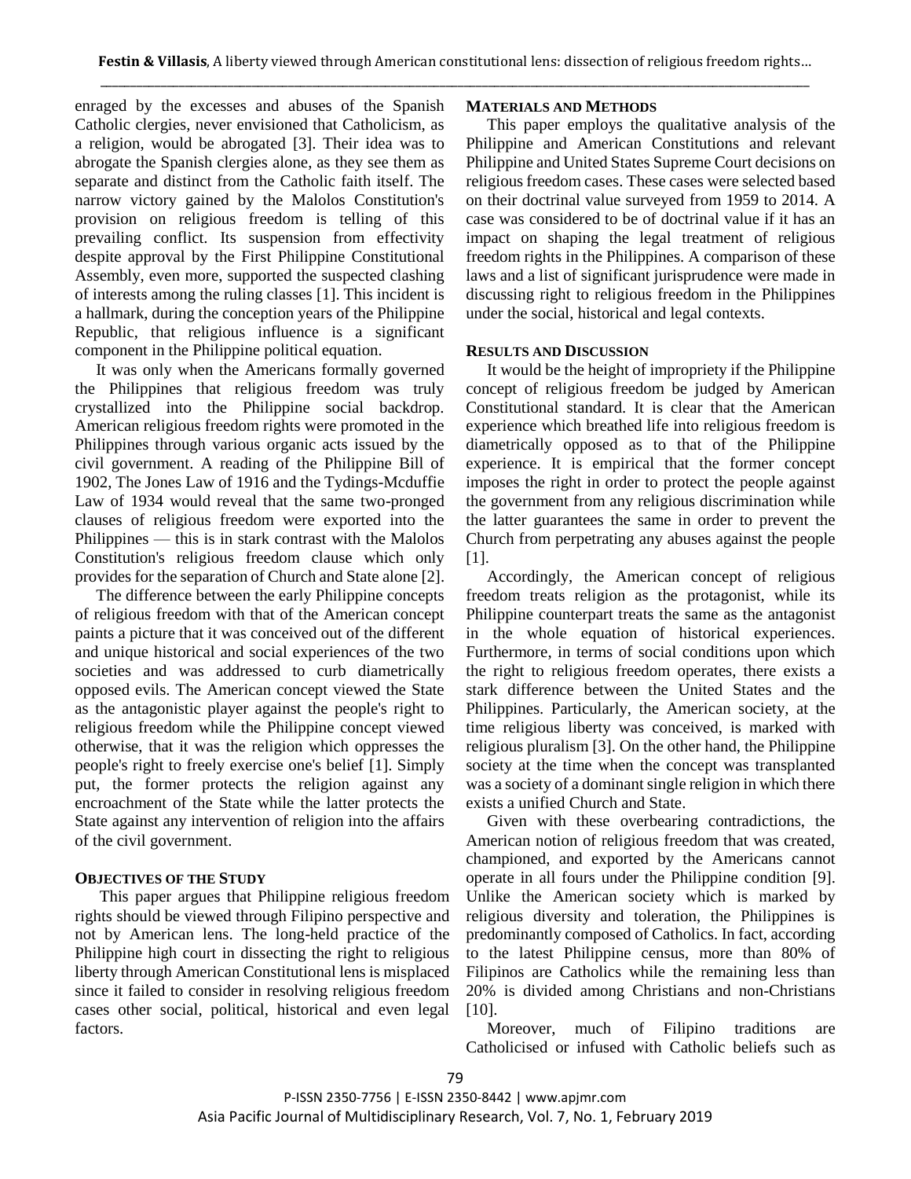enraged by the excesses and abuses of the Spanish Catholic clergies, never envisioned that Catholicism, as a religion, would be abrogated [3]. Their idea was to abrogate the Spanish clergies alone, as they see them as separate and distinct from the Catholic faith itself. The narrow victory gained by the Malolos Constitution's provision on religious freedom is telling of this prevailing conflict. Its suspension from effectivity despite approval by the First Philippine Constitutional Assembly, even more, supported the suspected clashing of interests among the ruling classes [1]. This incident is a hallmark, during the conception years of the Philippine Republic, that religious influence is a significant component in the Philippine political equation.

It was only when the Americans formally governed the Philippines that religious freedom was truly crystallized into the Philippine social backdrop. American religious freedom rights were promoted in the Philippines through various organic acts issued by the civil government. A reading of the Philippine Bill of 1902, The Jones Law of 1916 and the Tydings-Mcduffie Law of 1934 would reveal that the same two-pronged clauses of religious freedom were exported into the Philippines — this is in stark contrast with the Malolos Constitution's religious freedom clause which only provides for the separation of Church and State alone [2].

The difference between the early Philippine concepts of religious freedom with that of the American concept paints a picture that it was conceived out of the different and unique historical and social experiences of the two societies and was addressed to curb diametrically opposed evils. The American concept viewed the State as the antagonistic player against the people's right to religious freedom while the Philippine concept viewed otherwise, that it was the religion which oppresses the people's right to freely exercise one's belief [1]. Simply put, the former protects the religion against any encroachment of the State while the latter protects the State against any intervention of religion into the affairs of the civil government.

## OBJECTIVES OF THE STUDY

This paper argues that Philippine religious freedom rights should be viewed through Filipino perspective and not by American lens. The long-held practice of the Philippine high court in dissecting the right to religious liberty through American Constitutional lens is misplaced since it failed to consider in resolving religious freedom cases other social, political, historical and even legal factors.

## MATERIALS AND METHODS

This paper employs the qualitative analysis of the Philippine and American Constitutions and relevant Philippine and United States Supreme Court decisions on religious freedom cases. These cases were selected based on their doctrinal value surveyed from 1959 to 2014. A case was considered to be of doctrinal value if it has an impact on shaping the legal treatment of religious freedom rights in the Philippines. A comparison of these laws and a list of significant jurisprudence were made in discussing right to religious freedom in the Philippines under the social, historical and legal contexts.

## RESULTS AND DISCUSSION

It would be the height of impropriety if the Philippine concept of religious freedom be judged by American Constitutional standard. It is clear that the American experience which breathed life into religious freedom is diametrically opposed as to that of the Philippine experience. It is empirical that the former concept imposes the right in order to protect the people against the government from any religious discrimination while the latter guarantees the same in order to prevent the Church from perpetrating any abuses against the people [1].

Accordingly, the American concept of religious freedom treats religion as the protagonist, while its Philippine counterpart treats the same as the antagonist in the whole equation of historical experiences. Furthermore, in terms of social conditions upon which the right to religious freedom operates, there exists a stark difference between the United States and the Philippines. Particularly, the American society, at the time religious liberty was conceived, is marked with religious pluralism [3]. On the other hand, the Philippine society at the time when the concept was transplanted was a society of a dominant single religion in which there exists a unified Church and State.

Given with these overbearing contradictions, the American notion of religious freedom that was created, championed, and exported by the Americans cannot operate in all fours under the Philippine condition [9]. Unlike the American society which is marked by religious diversity and toleration, the Philippines is predominantly composed of Catholics. In fact, according to the latest Philippine census, more than 80% of Filipinos are Catholics while the remaining less than 20% is divided among Christians and non-Christians [10].

Moreover, much of Filipino traditions are Catholicised or infused with Catholic beliefs such as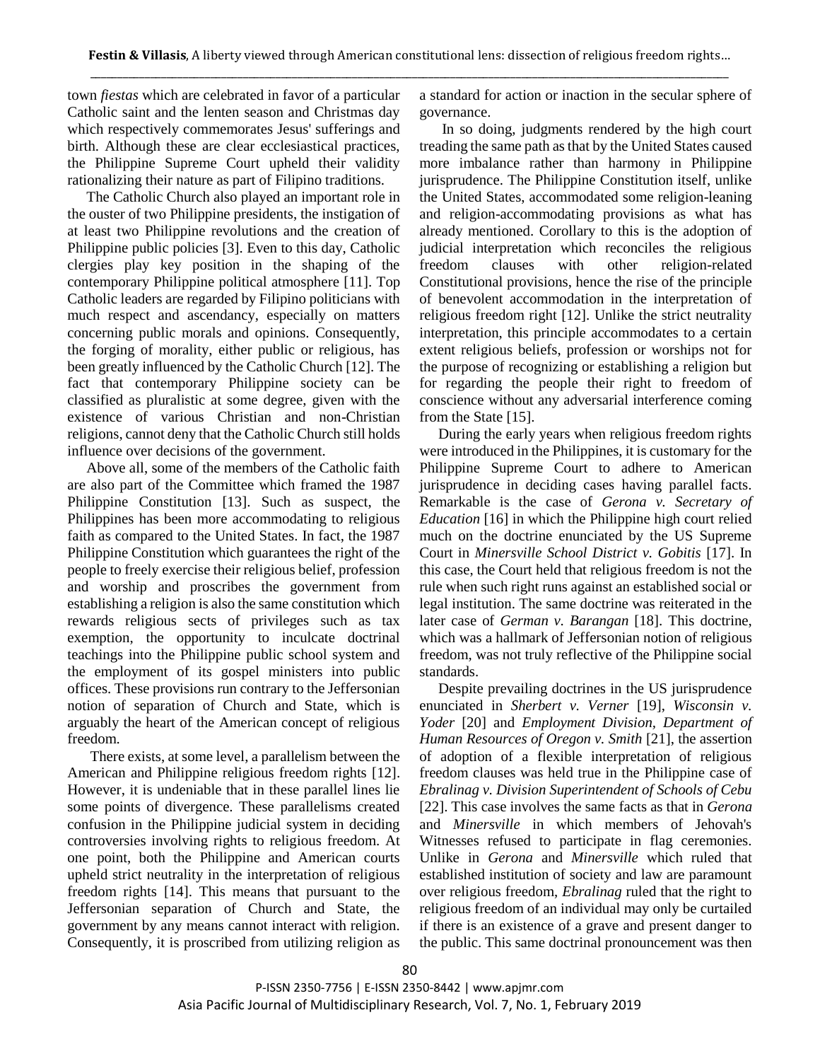town *fiestas* which are celebrated in favor of a particular Catholic saint and the lenten season and Christmas day which respectively commemorates Jesus' sufferings and birth. Although these are clear ecclesiastical practices, the Philippine Supreme Court upheld their validity rationalizing their nature as part of Filipino traditions.

The Catholic Church also played an important role in the ouster of two Philippine presidents, the instigation of at least two Philippine revolutions and the creation of Philippine public policies [3]. Even to this day, Catholic clergies play key position in the shaping of the contemporary Philippine political atmosphere [11]. Top Catholic leaders are regarded by Filipino politicians with much respect and ascendancy, especially on matters concerning public morals and opinions. Consequently, the forging of morality, either public or religious, has been greatly influenced by the Catholic Church [12]. The fact that contemporary Philippine society can be classified as pluralistic at some degree, given with the existence of various Christian and non-Christian religions, cannot deny that the Catholic Church still holds influence over decisions of the government.

Above all, some of the members of the Catholic faith are also part of the Committee which framed the 1987 Philippine Constitution [13]. Such as suspect, the Philippines has been more accommodating to religious faith as compared to the United States. In fact, the 1987 Philippine Constitution which guarantees the right of the people to freely exercise their religious belief, profession and worship and proscribes the government from establishing a religion is also the same constitution which rewards religious sects of privileges such as tax exemption, the opportunity to inculcate doctrinal teachings into the Philippine public school system and the employment of its gospel ministers into public offices. These provisions run contrary to the Jeffersonian notion of separation of Church and State, which is arguably the heart of the American concept of religious freedom.

There exists, at some level, a parallelism between the American and Philippine religious freedom rights [12]. However, it is undeniable that in these parallel lines lie some points of divergence. These parallelisms created confusion in the Philippine judicial system in deciding controversies involving rights to religious freedom. At one point, both the Philippine and American courts upheld strict neutrality in the interpretation of religious freedom rights [14]. This means that pursuant to the Jeffersonian separation of Church and State, the government by any means cannot interact with religion. Consequently, it is proscribed from utilizing religion as a standard for action or inaction in the secular sphere of governance.

In so doing, judgments rendered by the high court treading the same path as that by the United States caused more imbalance rather than harmony in Philippine jurisprudence. The Philippine Constitution itself, unlike the United States, accommodated some religion-leaning and religion-accommodating provisions as what has already mentioned. Corollary to this is the adoption of judicial interpretation which reconciles the religious freedom clauses with other religion-related Constitutional provisions, hence the rise of the principle of benevolent accommodation in the interpretation of religious freedom right [12]. Unlike the strict neutrality interpretation, this principle accommodates to a certain extent religious beliefs, profession or worships not for the purpose of recognizing or establishing a religion but for regarding the people their right to freedom of conscience without any adversarial interference coming from the State [15].

During the early years when religious freedom rights were introduced in the Philippines, it is customary for the Philippine Supreme Court to adhere to American jurisprudence in deciding cases having parallel facts. Remarkable is the case of *Gerona v. Secretary of Education* [16] in which the Philippine high court relied much on the doctrine enunciated by the US Supreme Court in *Minersville School District v. Gobitis* [17]. In this case, the Court held that religious freedom is not the rule when such right runs against an established social or legal institution. The same doctrine was reiterated in the later case of *German v. Barangan* [18]. This doctrine, which was a hallmark of Jeffersonian notion of religious freedom, was not truly reflective of the Philippine social standards.

Despite prevailing doctrines in the US jurisprudence enunciated in *Sherbert v. Verner* [19], *Wisconsin v. Yoder* [20] and *Employment Division, Department of Human Resources of Oregon v. Smith* [21], the assertion of adoption of a flexible interpretation of religious freedom clauses was held true in the Philippine case of *Ebralinag v. Division Superintendent of Schools of Cebu* [22]. This case involves the same facts as that in *Gerona* and *Minersville* in which members of Jehovah's Witnesses refused to participate in flag ceremonies. Unlike in *Gerona* and *Minersville* which ruled that established institution of society and law are paramount over religious freedom, *Ebralinag* ruled that the right to religious freedom of an individual may only be curtailed if there is an existence of a grave and present danger to the public. This same doctrinal pronouncement was then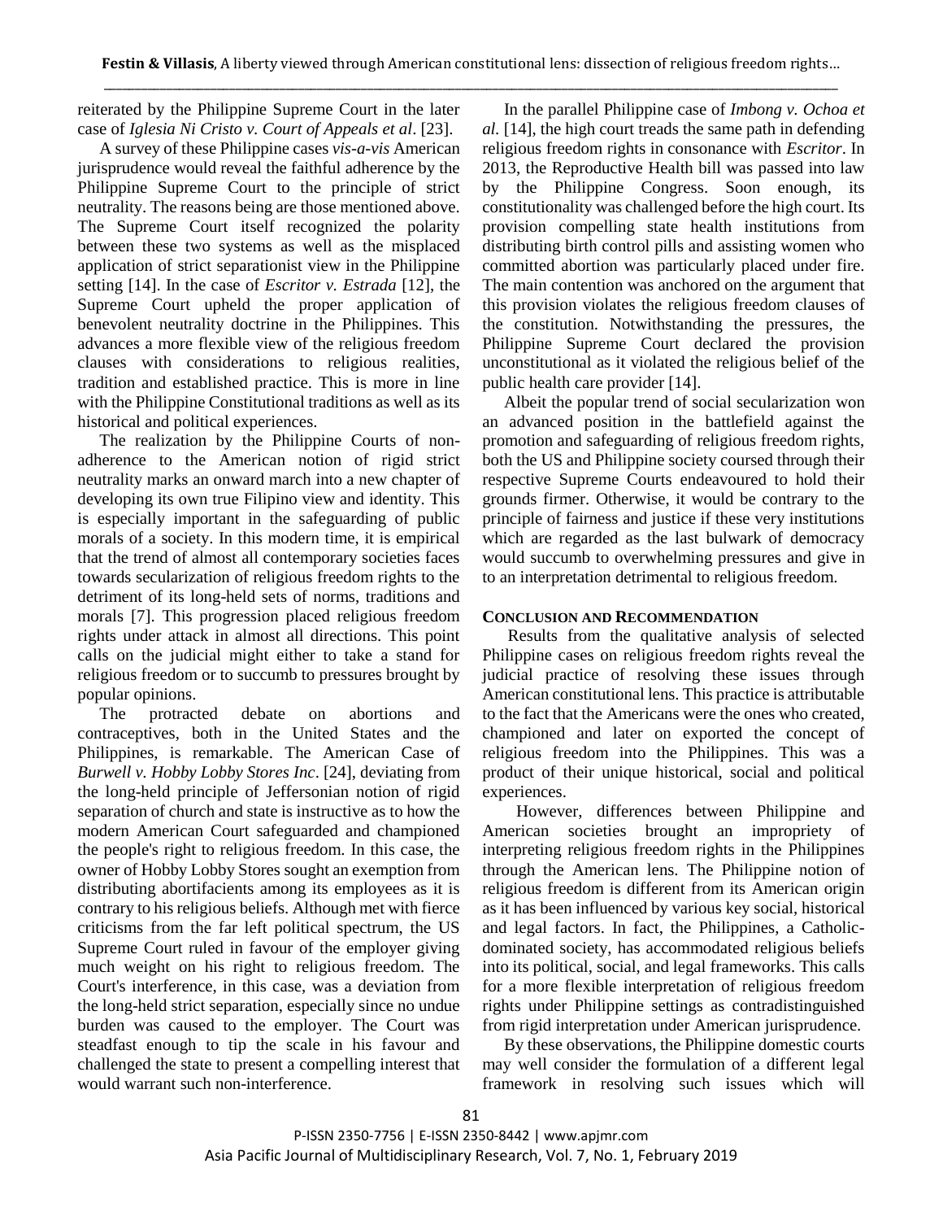reiterated by the Philippine Supreme Court in the later case of *Iglesia Ni Cristo v. Court of Appeals et al*. [23].

A survey of these Philippine cases *vis-a-vis* American jurisprudence would reveal the faithful adherence by the Philippine Supreme Court to the principle of strict neutrality. The reasons being are those mentioned above. The Supreme Court itself recognized the polarity between these two systems as well as the misplaced application of strict separationist view in the Philippine setting [14]. In the case of *Escritor v. Estrada* [12], the Supreme Court upheld the proper application of benevolent neutrality doctrine in the Philippines. This advances a more flexible view of the religious freedom clauses with considerations to religious realities, tradition and established practice. This is more in line with the Philippine Constitutional traditions as well as its historical and political experiences.

The realization by the Philippine Courts of non-adherence to the American notion of rigid strict neutrality marks an onward march into a new chapter of developing its own true Filipino view and identity. This is especially important in the safeguarding of public morals of a society. In this modern time, it is empirical that the trend of almost all contemporary societies faces towards secularization of religious freedom rights to the detriment of its long-held sets of norms, traditions and morals [7]. This progression placed religious freedom rights under attack in almost all directions. This point calls on the judicial might either to take a stand for religious freedom or to succumb to pressures brought by popular opinions.

The protracted debate on abortions and contraceptives, both in the United States and the Philippines, is remarkable. The American Case of *Burwell v. Hobby Lobby Stores Inc*. [24], deviating from the long-held principle of Jeffersonian notion of rigid separation of church and state is instructive as to how the modern American Court safeguarded and championed the people's right to religious freedom. In this case, the owner of Hobby Lobby Stores sought an exemption from distributing abortifacients among its employees as it is contrary to his religious beliefs. Although met with fierce criticisms from the far left political spectrum, the US Supreme Court ruled in favour of the employer giving much weight on his right to religious freedom. The Court's interference, in this case, was a deviation from the long-held strict separation, especially since no undue burden was caused to the employer. The Court was steadfast enough to tip the scale in his favour and challenged the state to present a compelling interest that would warrant such non-interference.

In the parallel Philippine case of *Imbong v. Ochoa et al*. [14], the high court treads the same path in defending religious freedom rights in consonance with *Escritor*. In 2013, the Reproductive Health bill was passed into law by the Philippine Congress. Soon enough, its constitutionality was challenged before the high court. Its provision compelling state health institutions from distributing birth control pills and assisting women who committed abortion was particularly placed under fire. The main contention was anchored on the argument that this provision violates the religious freedom clauses of the constitution. Notwithstanding the pressures, the Philippine Supreme Court declared the provision unconstitutional as it violated the religious belief of the public health care provider [14].

Albeit the popular trend of social secularization won an advanced position in the battlefield against the promotion and safeguarding of religious freedom rights, both the US and Philippine society coursed through their respective Supreme Courts endeavoured to hold their grounds firmer. Otherwise, it would be contrary to the principle of fairness and justice if these very institutions which are regarded as the last bulwark of democracy would succumb to overwhelming pressures and give in to an interpretation detrimental to religious freedom.

## CONCLUSION AND RECOMMENDATION

Results from the qualitative analysis of selected Philippine cases on religious freedom rights reveal the judicial practice of resolving these issues through American constitutional lens. This practice is attributable to the fact that the Americans were the ones who created, championed and later on exported the concept of religious freedom into the Philippines. This was a product of their unique historical, social and political experiences.

However, differences between Philippine and American societies brought an impropriety of interpreting religious freedom rights in the Philippines through the American lens. The Philippine notion of religious freedom is different from its American origin as it has been influenced by various key social, historical and legal factors. In fact, the Philippines, a Catholic-dominated society, has accommodated religious beliefs into its political, social, and legal frameworks. This calls for a more flexible interpretation of religious freedom rights under Philippine settings as contradistinguished from rigid interpretation under American jurisprudence.

By these observations, the Philippine domestic courts may well consider the formulation of a different legal framework in resolving such issues which will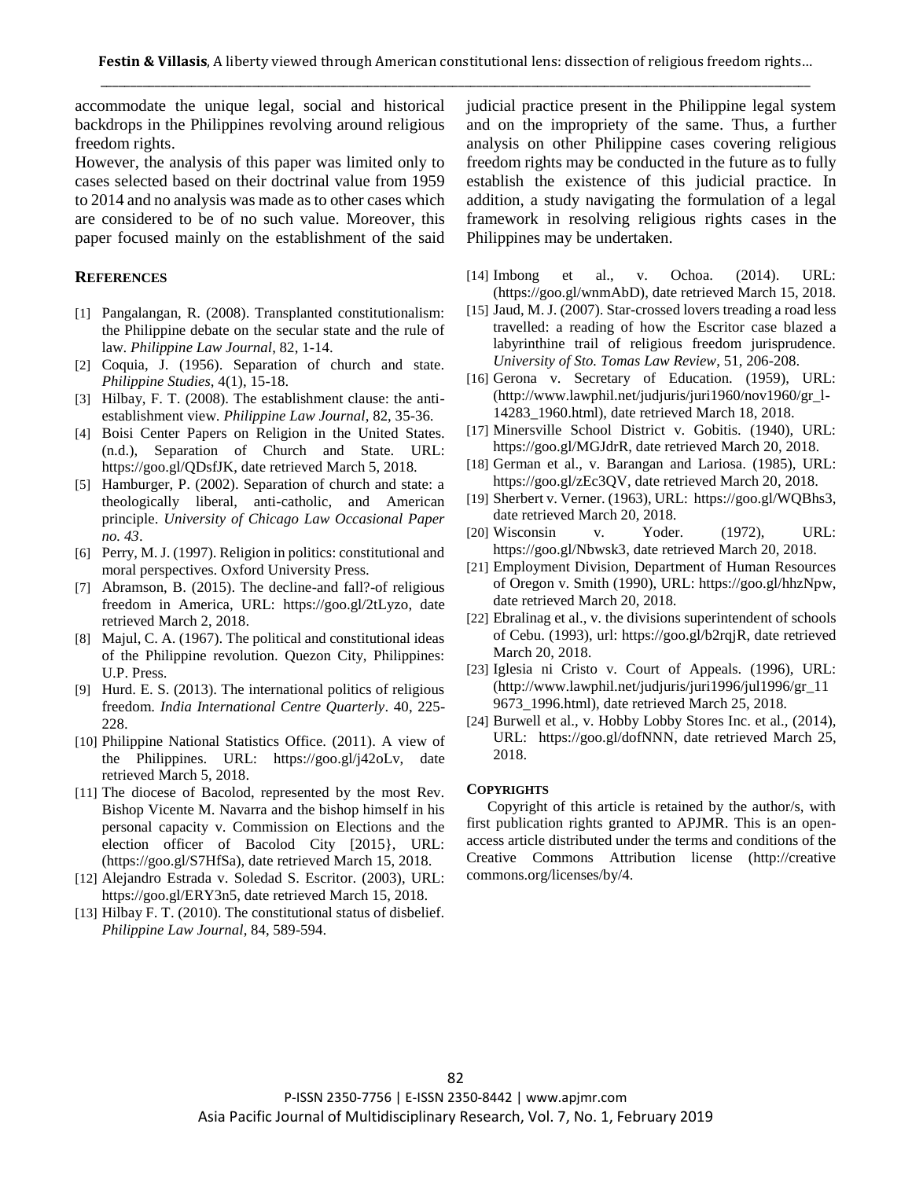accommodate the unique legal, social and historical backdrops in the Philippines revolving around religious freedom rights.

However, the analysis of this paper was limited only to cases selected based on their doctrinal value from 1959 to 2014 and no analysis was made as to other cases which are considered to be of no such value. Moreover, this paper focused mainly on the establishment of the said judicial practice present in the Philippine legal system and on the impropriety of the same. Thus, a further analysis on other Philippine cases covering religious freedom rights may be conducted in the future as to fully establish the existence of this judicial practice. In addition, a study navigating the formulation of a legal framework in resolving religious rights cases in the Philippines may be undertaken.

## REFERENCES

[1] Pangalangan, R. (2008). Transplanted constitutionalism: the Philippine debate on the secular state and the rule of law. *Philippine Law Journal*, 82, 1-14.

[2] Coquia, J. (1956). Separation of church and state. *Philippine Studies*, 4(1), 15-18.

[3] Hilbay, F. T. (2008). The establishment clause: the anti-establishment view. *Philippine Law Journal*, 82, 35-36.

[4] Boisi Center Papers on Religion in the United States. (n.d.), Separation of Church and State. URL: https://goo.gl/QDsfJK, date retrieved March 5, 2018.

[5] Hamburger, P. (2002). Separation of church and state: a theologically liberal, anti-catholic, and American principle. *University of Chicago Law Occasional Paper no. 43*.

[6] Perry, M. J. (1997). Religion in politics: constitutional and moral perspectives. Oxford University Press.

[7] Abramson, B. (2015). The decline-and fall?-of religious freedom in America, URL: https://goo.gl/2tLyzo, date retrieved March 2, 2018.

[8] Majul, C. A. (1967). The political and constitutional ideas of the Philippine revolution. Quezon City, Philippines: U.P. Press.

[9] Hurd. E. S. (2013). The international politics of religious freedom. *India International Centre Quarterly*. 40, 225-228.

[10] Philippine National Statistics Office. (2011). A view of the Philippines. URL: https://goo.gl/j42oLv, date retrieved March 5, 2018.

[11] The diocese of Bacolod, represented by the most Rev. Bishop Vicente M. Navarra and the bishop himself in his personal capacity v. Commission on Elections and the election officer of Bacolod City [2015}, URL: (https://goo.gl/S7HfSa), date retrieved March 15, 2018.

[12] Alejandro Estrada v. Soledad S. Escritor. (2003), URL: https://goo.gl/ERY3n5, date retrieved March 15, 2018.

[13] Hilbay F. T. (2010). The constitutional status of disbelief. *Philippine Law Journal*, 84, 589-594.

[14] Imbong et al., v. Ochoa. (2014). URL: (https://goo.gl/wnmAbD), date retrieved March 15, 2018.

[15] Jaud, M. J. (2007). Star-crossed lovers treading a road less travelled: a reading of how the Escritor case blazed a labyrinthine trail of religious freedom jurisprudence. *University of Sto. Tomas Law Review*, 51, 206-208.

[16] Gerona v. Secretary of Education. (1959), URL: (http://www.lawphil.net/judjuris/juri1960/nov1960/gr_l-14283_1960.html), date retrieved March 18, 2018.

[17] Minersville School District v. Gobitis. (1940), URL: https://goo.gl/MGJdrR, date retrieved March 20, 2018.

[18] German et al., v. Barangan and Lariosa. (1985), URL: https://goo.gl/zEc3QV, date retrieved March 20, 2018.

[19] Sherbert v. Verner. (1963), URL: https://goo.gl/WQBhs3, date retrieved March 20, 2018.

[20] Wisconsin v. Yoder. (1972), URL: https://goo.gl/Nbwsk3, date retrieved March 20, 2018.

[21] Employment Division, Department of Human Resources of Oregon v. Smith (1990), URL: https://goo.gl/hhzNpw, date retrieved March 20, 2018.

[22] Ebralinag et al., v. the divisions superintendent of schools of Cebu. (1993), url: https://goo.gl/b2rqjR, date retrieved March 20, 2018.

[23] Iglesia ni Cristo v. Court of Appeals. (1996), URL: (http://www.lawphil.net/judjuris/juri1996/jul1996/gr_119673_1996.html), date retrieved March 25, 2018.

[24] Burwell et al., v. Hobby Lobby Stores Inc. et al., (2014), URL: https://goo.gl/dofNNN, date retrieved March 25, 2018.

## COPYRIGHTS

Copyright of this article is retained by the author/s, with first publication rights granted to APJMR. This is an open-access article distributed under the terms and conditions of the Creative Commons Attribution license (http://creative commons.org/licenses/by/4.